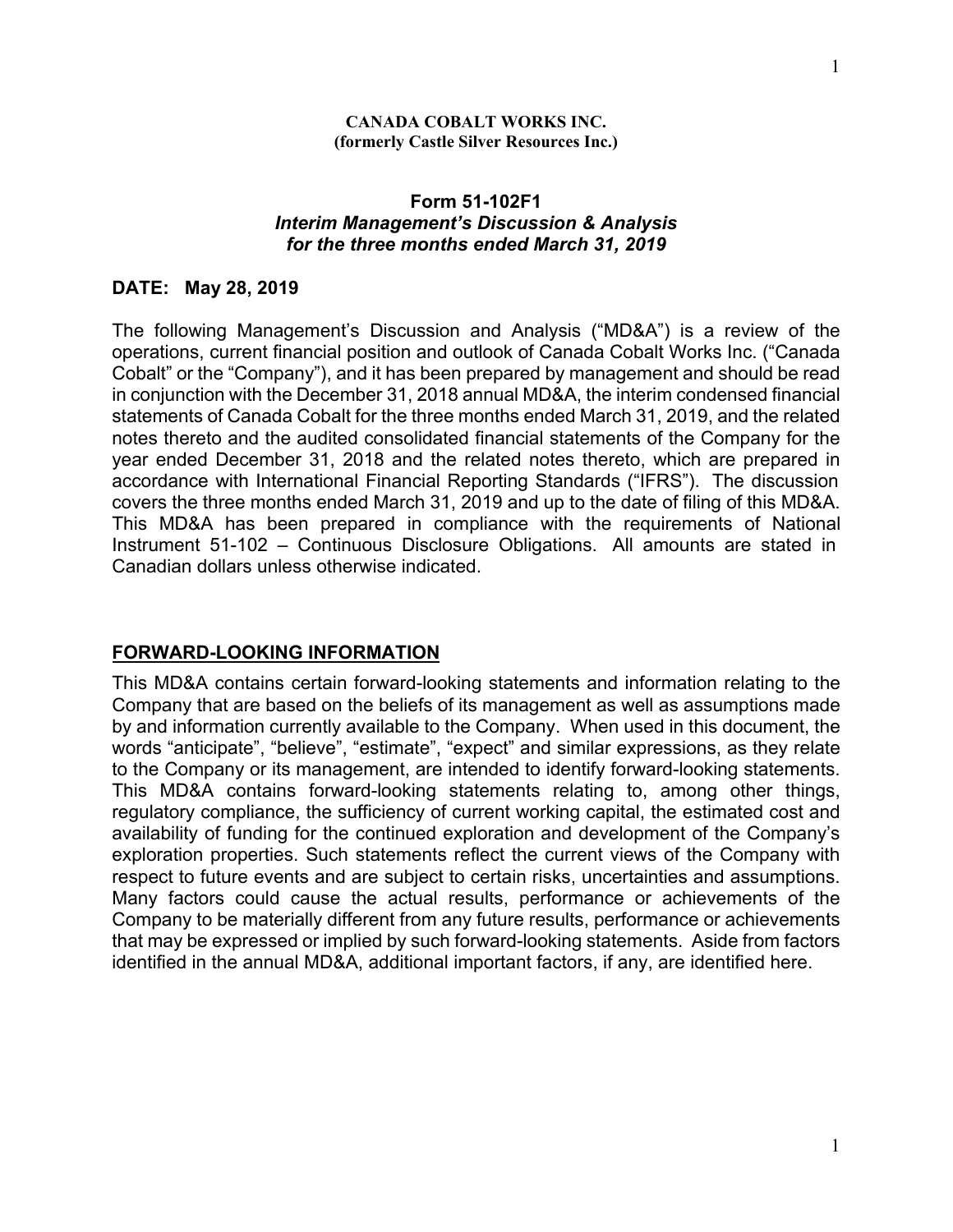**CANADA COBALT WORKS INC.**
**(formerly Castle Silver Resources Inc.)**

# Form 51-102F1
## *Interim Management's Discussion & Analysis for the three months ended March 31, 2019*

**DATE: May 28, 2019**

The following Management's Discussion and Analysis ("MD&A") is a review of the operations, current financial position and outlook of Canada Cobalt Works Inc. ("Canada Cobalt" or the "Company"), and it has been prepared by management and should be read in conjunction with the December 31, 2018 annual MD&A, the interim condensed financial statements of Canada Cobalt for the three months ended March 31, 2019, and the related notes thereto and the audited consolidated financial statements of the Company for the year ended December 31, 2018 and the related notes thereto, which are prepared in accordance with International Financial Reporting Standards ("IFRS"). The discussion covers the three months ended March 31, 2019 and up to the date of filing of this MD&A. This MD&A has been prepared in compliance with the requirements of National Instrument 51-102 – Continuous Disclosure Obligations. All amounts are stated in Canadian dollars unless otherwise indicated.

## FORWARD-LOOKING INFORMATION

This MD&A contains certain forward-looking statements and information relating to the Company that are based on the beliefs of its management as well as assumptions made by and information currently available to the Company. When used in this document, the words "anticipate", "believe", "estimate", "expect" and similar expressions, as they relate to the Company or its management, are intended to identify forward-looking statements. This MD&A contains forward-looking statements relating to, among other things, regulatory compliance, the sufficiency of current working capital, the estimated cost and availability of funding for the continued exploration and development of the Company's exploration properties. Such statements reflect the current views of the Company with respect to future events and are subject to certain risks, uncertainties and assumptions. Many factors could cause the actual results, performance or achievements of the Company to be materially different from any future results, performance or achievements that may be expressed or implied by such forward-looking statements. Aside from factors identified in the annual MD&A, additional important factors, if any, are identified here.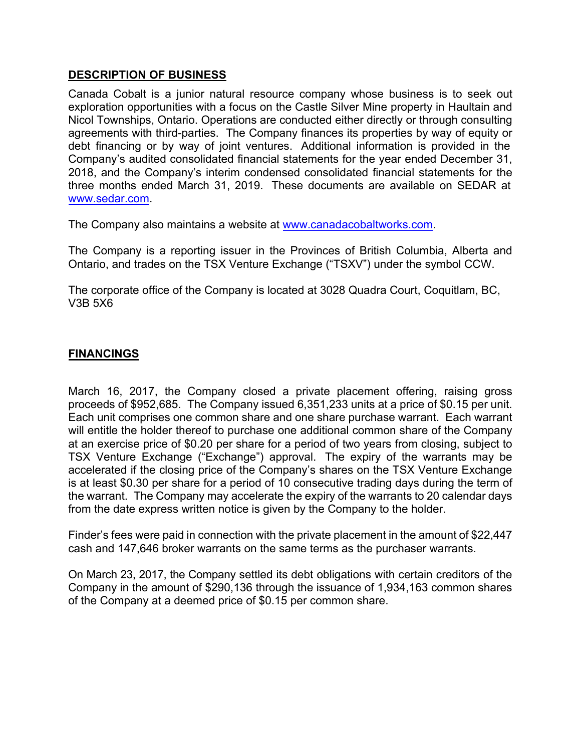## DESCRIPTION OF BUSINESS

Canada Cobalt is a junior natural resource company whose business is to seek out exploration opportunities with a focus on the Castle Silver Mine property in Haultain and Nicol Townships, Ontario. Operations are conducted either directly or through consulting agreements with third-parties. The Company finances its properties by way of equity or debt financing or by way of joint ventures. Additional information is provided in the Company's audited consolidated financial statements for the year ended December 31, 2018, and the Company's interim condensed consolidated financial statements for the three months ended March 31, 2019. These documents are available on SEDAR at www.sedar.com.

The Company also maintains a website at www.canadacobaltworks.com.

The Company is a reporting issuer in the Provinces of British Columbia, Alberta and Ontario, and trades on the TSX Venture Exchange ("TSXV") under the symbol CCW.

The corporate office of the Company is located at 3028 Quadra Court, Coquitlam, BC, V3B 5X6

## FINANCINGS

March 16, 2017, the Company closed a private placement offering, raising gross proceeds of $952,685. The Company issued 6,351,233 units at a price of $0.15 per unit. Each unit comprises one common share and one share purchase warrant. Each warrant will entitle the holder thereof to purchase one additional common share of the Company at an exercise price of $0.20 per share for a period of two years from closing, subject to TSX Venture Exchange ("Exchange") approval. The expiry of the warrants may be accelerated if the closing price of the Company's shares on the TSX Venture Exchange is at least $0.30 per share for a period of 10 consecutive trading days during the term of the warrant. The Company may accelerate the expiry of the warrants to 20 calendar days from the date express written notice is given by the Company to the holder.

Finder's fees were paid in connection with the private placement in the amount of $22,447 cash and 147,646 broker warrants on the same terms as the purchaser warrants.

On March 23, 2017, the Company settled its debt obligations with certain creditors of the Company in the amount of $290,136 through the issuance of 1,934,163 common shares of the Company at a deemed price of $0.15 per common share.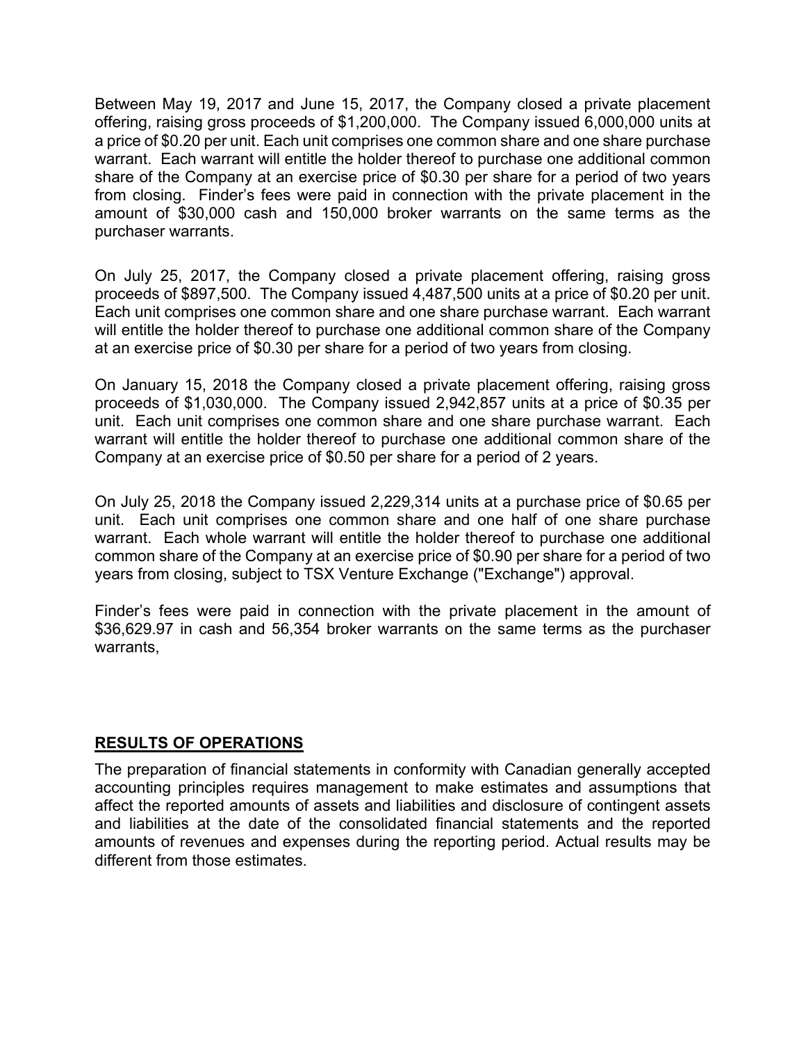Between May 19, 2017 and June 15, 2017, the Company closed a private placement offering, raising gross proceeds of $1,200,000. The Company issued 6,000,000 units at a price of $0.20 per unit. Each unit comprises one common share and one share purchase warrant. Each warrant will entitle the holder thereof to purchase one additional common share of the Company at an exercise price of $0.30 per share for a period of two years from closing. Finder's fees were paid in connection with the private placement in the amount of $30,000 cash and 150,000 broker warrants on the same terms as the purchaser warrants.

On July 25, 2017, the Company closed a private placement offering, raising gross proceeds of $897,500. The Company issued 4,487,500 units at a price of $0.20 per unit. Each unit comprises one common share and one share purchase warrant. Each warrant will entitle the holder thereof to purchase one additional common share of the Company at an exercise price of $0.30 per share for a period of two years from closing.

On January 15, 2018 the Company closed a private placement offering, raising gross proceeds of $1,030,000. The Company issued 2,942,857 units at a price of $0.35 per unit. Each unit comprises one common share and one share purchase warrant. Each warrant will entitle the holder thereof to purchase one additional common share of the Company at an exercise price of $0.50 per share for a period of 2 years.

On July 25, 2018 the Company issued 2,229,314 units at a purchase price of $0.65 per unit. Each unit comprises one common share and one half of one share purchase warrant. Each whole warrant will entitle the holder thereof to purchase one additional common share of the Company at an exercise price of $0.90 per share for a period of two years from closing, subject to TSX Venture Exchange ("Exchange") approval.

Finder's fees were paid in connection with the private placement in the amount of $36,629.97 in cash and 56,354 broker warrants on the same terms as the purchaser warrants,

## RESULTS OF OPERATIONS

The preparation of financial statements in conformity with Canadian generally accepted accounting principles requires management to make estimates and assumptions that affect the reported amounts of assets and liabilities and disclosure of contingent assets and liabilities at the date of the consolidated financial statements and the reported amounts of revenues and expenses during the reporting period. Actual results may be different from those estimates.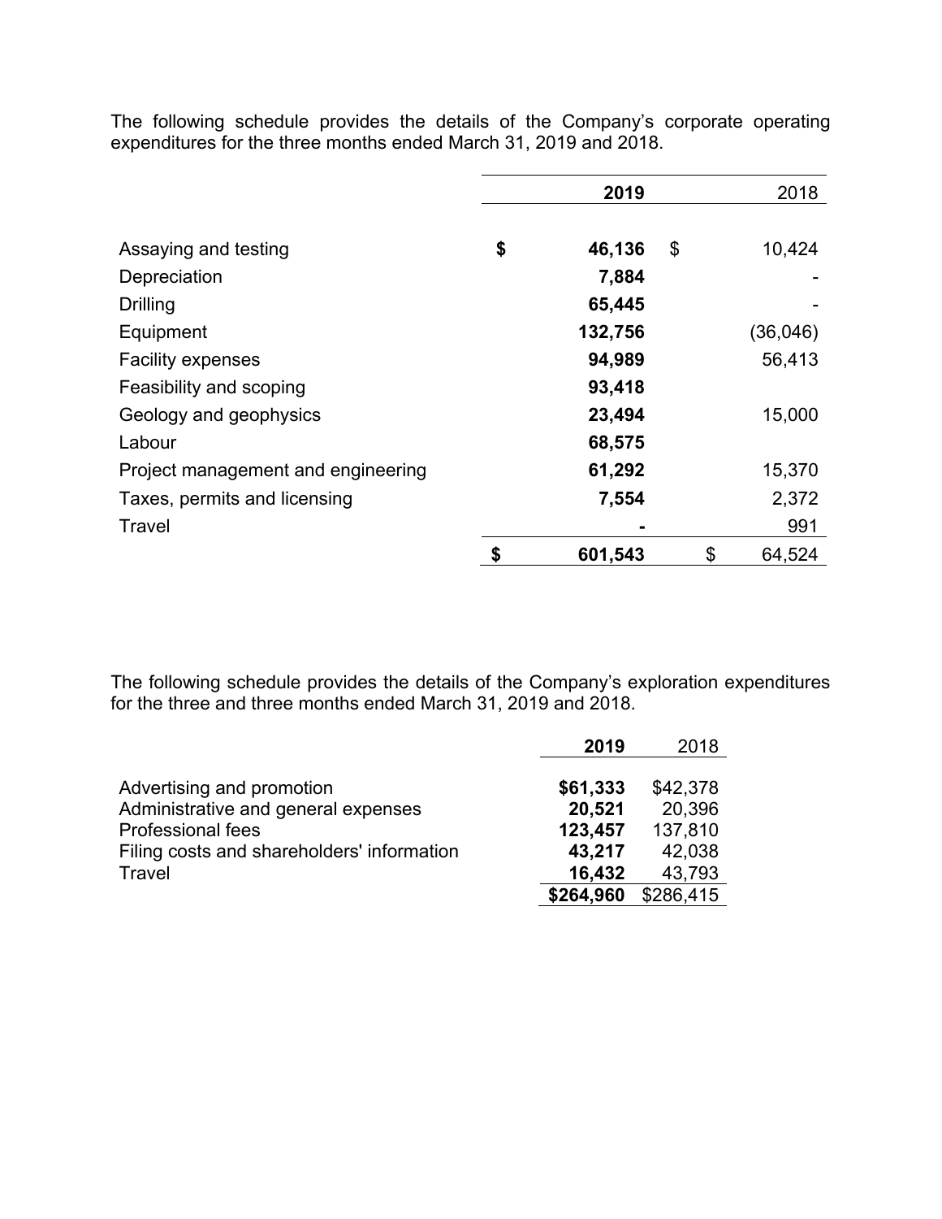The following schedule provides the details of the Company's corporate operating expenditures for the three months ended March 31, 2019 and 2018.

| | **2019** | 2018 |
|---|---|---|
| Assaying and testing | **$ 46,136** | $ 10,424 |
| Depreciation | **7,884** | - |
| Drilling | **65,445** | - |
| Equipment | **132,756** | (36,046) |
| Facility expenses | **94,989** | 56,413 |
| Feasibility and scoping | **93,418** | |
| Geology and geophysics | **23,494** | 15,000 |
| Labour | **68,575** | |
| Project management and engineering | **61,292** | 15,370 |
| Taxes, permits and licensing | **7,554** | 2,372 |
| Travel | **-** | 991 |
| | **$ 601,543** | $ 64,524 |

The following schedule provides the details of the Company's exploration expenditures for the three and three months ended March 31, 2019 and 2018.

| | **2019** | 2018 |
|---|---|---|
| Advertising and promotion | **$61,333** | $42,378 |
| Administrative and general expenses | **20,521** | 20,396 |
| Professional fees | **123,457** | 137,810 |
| Filing costs and shareholders' information | **43,217** | 42,038 |
| Travel | **16,432** | 43,793 |
| | **$264,960** | $286,415 |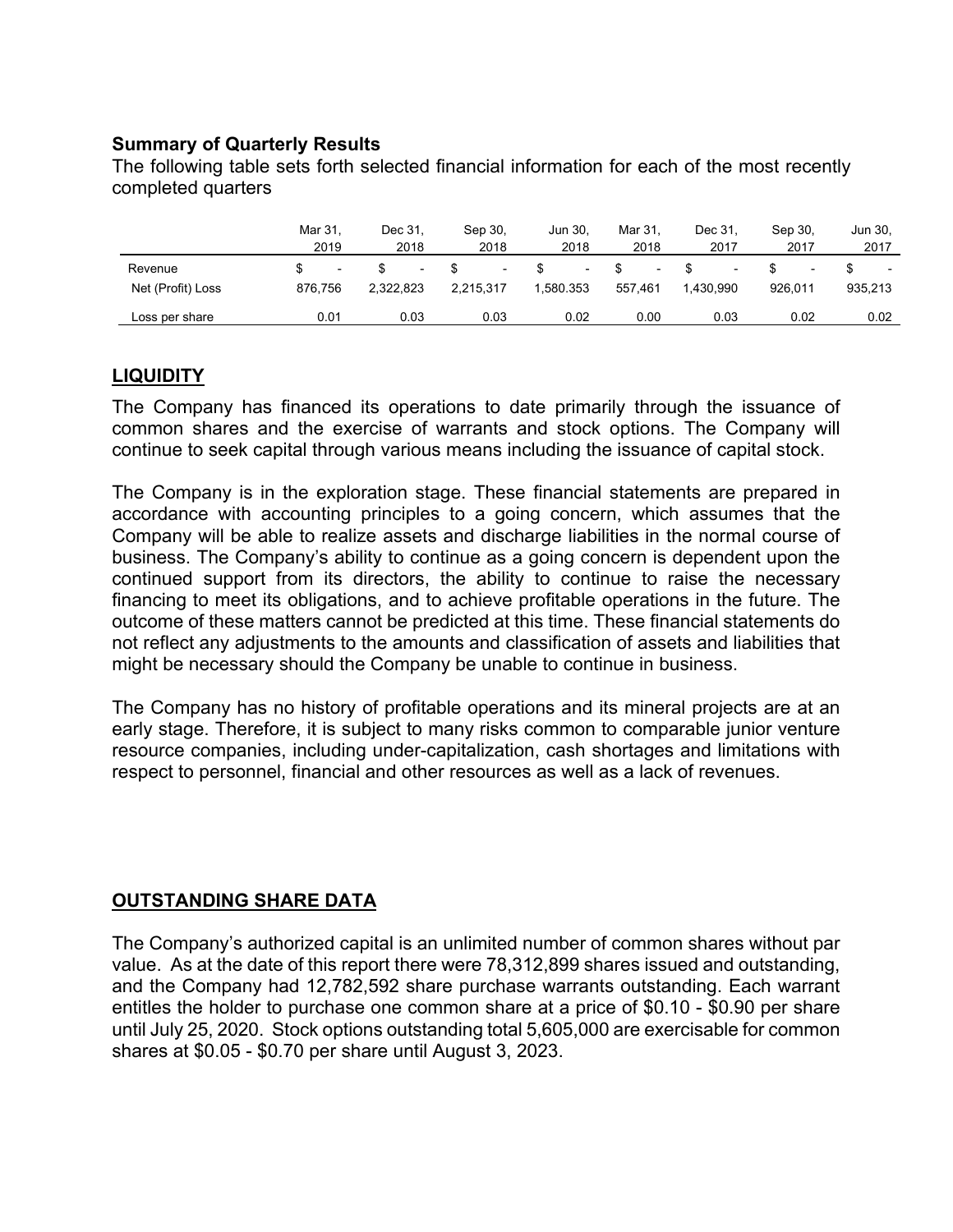**Summary of Quarterly Results**

The following table sets forth selected financial information for each of the most recently completed quarters

| | Mar 31, 2019 | Dec 31, 2018 | Sep 30, 2018 | Jun 30, 2018 | Mar 31, 2018 | Dec 31, 2017 | Sep 30, 2017 | Jun 30, 2017 |
|---|---|---|---|---|---|---|---|---|
| Revenue | $ - | $ - | $ - | $ - | $ - | $ - | $ - | $ - |
| Net (Profit) Loss | 876,756 | 2,322,823 | 2,215,317 | 1,580.353 | 557,461 | 1,430,990 | 926,011 | 935,213 |
| Loss per share | 0.01 | 0.03 | 0.03 | 0.02 | 0.00 | 0.03 | 0.02 | 0.02 |

## LIQUIDITY

The Company has financed its operations to date primarily through the issuance of common shares and the exercise of warrants and stock options. The Company will continue to seek capital through various means including the issuance of capital stock.

The Company is in the exploration stage. These financial statements are prepared in accordance with accounting principles to a going concern, which assumes that the Company will be able to realize assets and discharge liabilities in the normal course of business. The Company's ability to continue as a going concern is dependent upon the continued support from its directors, the ability to continue to raise the necessary financing to meet its obligations, and to achieve profitable operations in the future. The outcome of these matters cannot be predicted at this time. These financial statements do not reflect any adjustments to the amounts and classification of assets and liabilities that might be necessary should the Company be unable to continue in business.

The Company has no history of profitable operations and its mineral projects are at an early stage. Therefore, it is subject to many risks common to comparable junior venture resource companies, including under-capitalization, cash shortages and limitations with respect to personnel, financial and other resources as well as a lack of revenues.

## OUTSTANDING SHARE DATA

The Company's authorized capital is an unlimited number of common shares without par value. As at the date of this report there were 78,312,899 shares issued and outstanding, and the Company had 12,782,592 share purchase warrants outstanding. Each warrant entitles the holder to purchase one common share at a price of $0.10 - $0.90 per share until July 25, 2020. Stock options outstanding total 5,605,000 are exercisable for common shares at $0.05 - $0.70 per share until August 3, 2023.